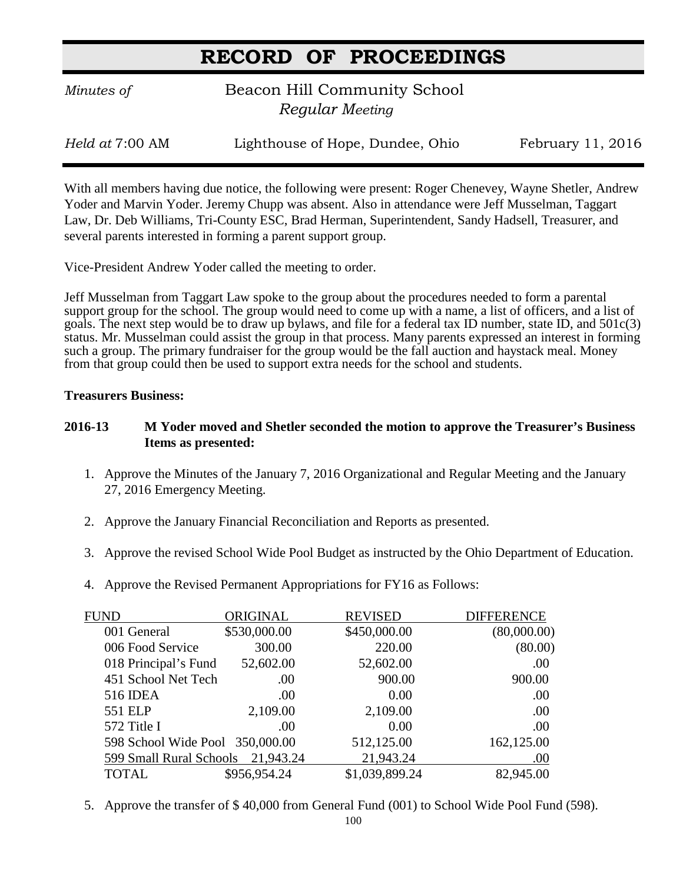# RECORD OF PROCEEDINGS

*Minutes of* Beacon Hill Community School
*Regular Meeting*

*Held at* 7:00 AM — Lighthouse of Hope, Dundee, Ohio — February 11, 2016

With all members having due notice, the following were present: Roger Chenevey, Wayne Shetler, Andrew Yoder and Marvin Yoder. Jeremy Chupp was absent. Also in attendance were Jeff Musselman, Taggart Law, Dr. Deb Williams, Tri-County ESC, Brad Herman, Superintendent, Sandy Hadsell, Treasurer, and several parents interested in forming a parent support group.

Vice-President Andrew Yoder called the meeting to order.

Jeff Musselman from Taggart Law spoke to the group about the procedures needed to form a parental support group for the school. The group would need to come up with a name, a list of officers, and a list of goals. The next step would be to draw up bylaws, and file for a federal tax ID number, state ID, and 501c(3) status. Mr. Musselman could assist the group in that process. Many parents expressed an interest in forming such a group. The primary fundraiser for the group would be the fall auction and haystack meal. Money from that group could then be used to support extra needs for the school and students.

**Treasurers Business:**

**2016-13 M Yoder moved and Shetler seconded the motion to approve the Treasurer's Business Items as presented:**

1. Approve the Minutes of the January 7, 2016 Organizational and Regular Meeting and the January 27, 2016 Emergency Meeting.
2. Approve the January Financial Reconciliation and Reports as presented.
3. Approve the revised School Wide Pool Budget as instructed by the Ohio Department of Education.
4. Approve the Revised Permanent Appropriations for FY16 as Follows:

| FUND | ORIGINAL | REVISED | DIFFERENCE |
|---|---|---|---|
| 001 General | $530,000.00 | $450,000.00 | (80,000.00) |
| 006 Food Service | 300.00 | 220.00 | (80.00) |
| 018 Principal's Fund | 52,602.00 | 52,602.00 | .00 |
| 451 School Net Tech | .00 | 900.00 | 900.00 |
| 516 IDEA | .00 | 0.00 | .00 |
| 551 ELP | 2,109.00 | 2,109.00 | .00 |
| 572 Title I | .00 | 0.00 | .00 |
| 598 School Wide Pool | 350,000.00 | 512,125.00 | 162,125.00 |
| 599 Small Rural Schools | 21,943.24 | 21,943.24 | .00 |
| TOTAL | $956,954.24 | $1,039,899.24 | 82,945.00 |

5. Approve the transfer of $ 40,000 from General Fund (001) to School Wide Pool Fund (598).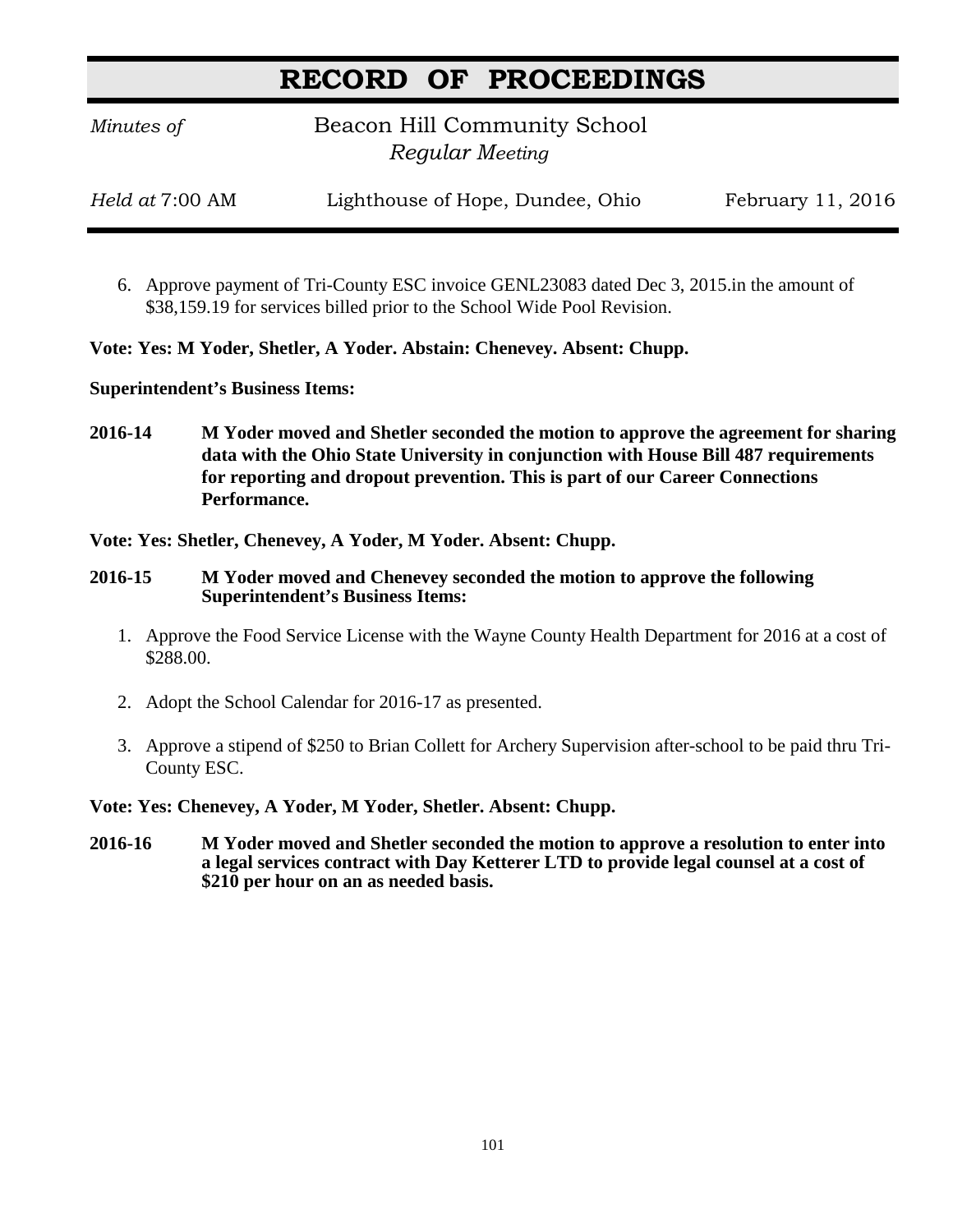# RECORD OF PROCEEDINGS

*Minutes of* Beacon Hill Community School
*Regular Meeting*

*Held at* 7:00 AM — Lighthouse of Hope, Dundee, Ohio — February 11, 2016

6. Approve payment of Tri-County ESC invoice GENL23083 dated Dec 3, 2015.in the amount of $38,159.19 for services billed prior to the School Wide Pool Revision.

**Vote: Yes: M Yoder, Shetler, A Yoder. Abstain: Chenevey. Absent: Chupp.**

**Superintendent's Business Items:**

**2016-14 M Yoder moved and Shetler seconded the motion to approve the agreement for sharing data with the Ohio State University in conjunction with House Bill 487 requirements for reporting and dropout prevention. This is part of our Career Connections Performance.**

**Vote: Yes: Shetler, Chenevey, A Yoder, M Yoder. Absent: Chupp.**

**2016-15 M Yoder moved and Chenevey seconded the motion to approve the following Superintendent's Business Items:**

1. Approve the Food Service License with the Wayne County Health Department for 2016 at a cost of $288.00.
2. Adopt the School Calendar for 2016-17 as presented.
3. Approve a stipend of $250 to Brian Collett for Archery Supervision after-school to be paid thru Tri-County ESC.

**Vote: Yes: Chenevey, A Yoder, M Yoder, Shetler. Absent: Chupp.**

**2016-16 M Yoder moved and Shetler seconded the motion to approve a resolution to enter into a legal services contract with Day Ketterer LTD to provide legal counsel at a cost of $210 per hour on an as needed basis.**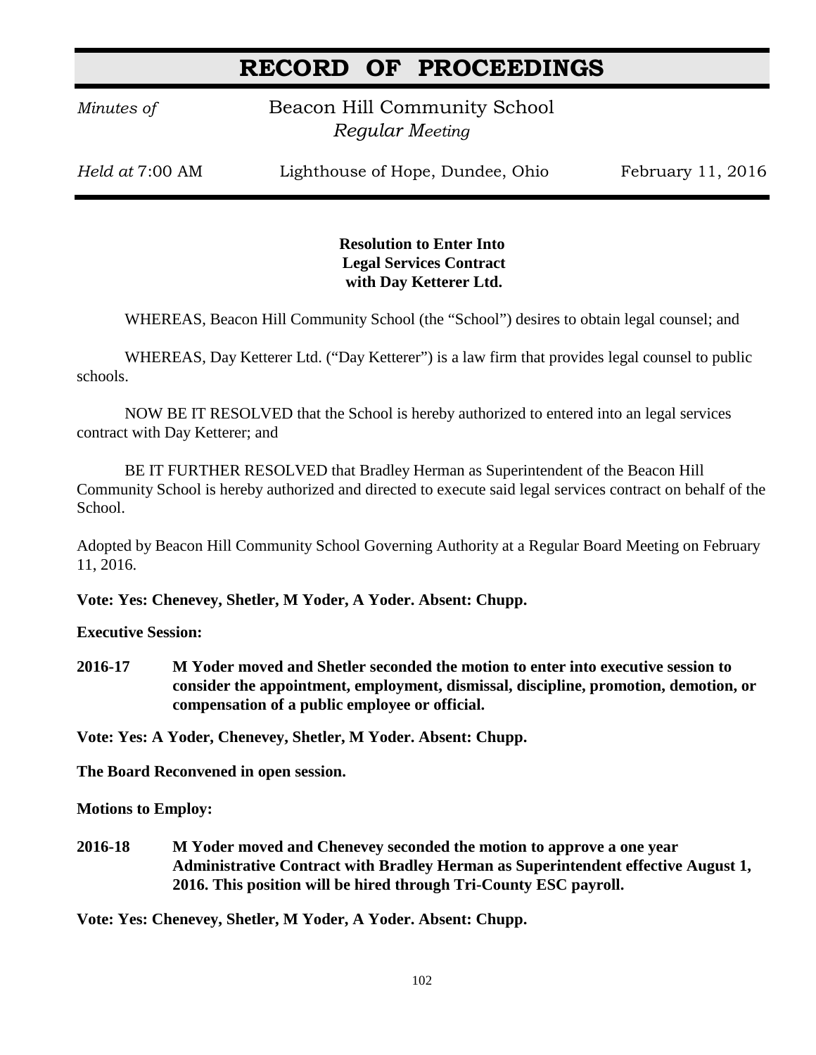# RECORD OF PROCEEDINGS

*Minutes of* Beacon Hill Community School
*Regular Meeting*

*Held at* 7:00 AM Lighthouse of Hope, Dundee, Ohio February 11, 2016

**Resolution to Enter Into**
**Legal Services Contract**
**with Day Ketterer Ltd.**

WHEREAS, Beacon Hill Community School (the "School") desires to obtain legal counsel; and

WHEREAS, Day Ketterer Ltd. ("Day Ketterer") is a law firm that provides legal counsel to public schools.

NOW BE IT RESOLVED that the School is hereby authorized to entered into an legal services contract with Day Ketterer; and

BE IT FURTHER RESOLVED that Bradley Herman as Superintendent of the Beacon Hill Community School is hereby authorized and directed to execute said legal services contract on behalf of the School.

Adopted by Beacon Hill Community School Governing Authority at a Regular Board Meeting on February 11, 2016.

**Vote: Yes: Chenevey, Shetler, M Yoder, A Yoder. Absent: Chupp.**

**Executive Session:**

**2016-17 M Yoder moved and Shetler seconded the motion to enter into executive session to consider the appointment, employment, dismissal, discipline, promotion, demotion, or compensation of a public employee or official.**

**Vote: Yes: A Yoder, Chenevey, Shetler, M Yoder. Absent: Chupp.**

**The Board Reconvened in open session.**

**Motions to Employ:**

**2016-18 M Yoder moved and Chenevey seconded the motion to approve a one year Administrative Contract with Bradley Herman as Superintendent effective August 1, 2016. This position will be hired through Tri-County ESC payroll.**

**Vote: Yes: Chenevey, Shetler, M Yoder, A Yoder. Absent: Chupp.**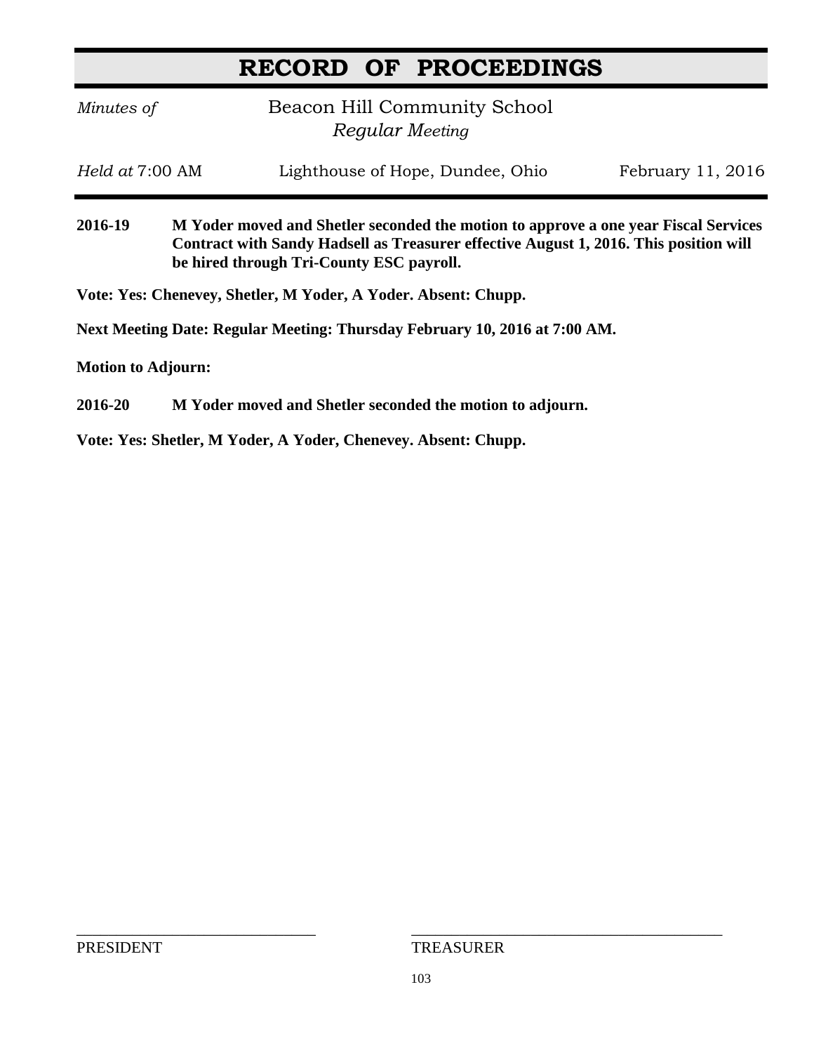# RECORD OF PROCEEDINGS

*Minutes of* Beacon Hill Community School
*Regular Meeting*

*Held at* 7:00 AM — Lighthouse of Hope, Dundee, Ohio — February 11, 2016

**2016-19** **M Yoder moved and Shetler seconded the motion to approve a one year Fiscal Services Contract with Sandy Hadsell as Treasurer effective August 1, 2016. This position will be hired through Tri-County ESC payroll.**

**Vote: Yes: Chenevey, Shetler, M Yoder, A Yoder. Absent: Chupp.**

**Next Meeting Date: Regular Meeting: Thursday February 10, 2016 at 7:00 AM.**

**Motion to Adjourn:**

**2016-20** **M Yoder moved and Shetler seconded the motion to adjourn.**

**Vote: Yes: Shetler, M Yoder, A Yoder, Chenevey. Absent: Chupp.**

\_\_\_\_\_\_\_\_\_\_\_\_\_\_\_\_\_\_\_\_\_\_\_\_\_\_\_\_\_\_
PRESIDENT

\_\_\_\_\_\_\_\_\_\_\_\_\_\_\_\_\_\_\_\_\_\_\_\_\_\_\_\_\_\_
TREASURER